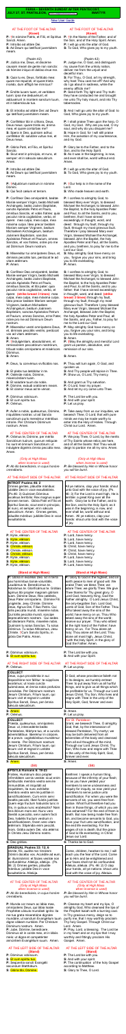**SEXTA - FOURTH SUNDAY AFTER PENTECOST**
**JULY 07, ST. PANTAENUS, MARTYR**

New User Guide

## AT THE FOOT OF THE ALTAR

*(Stand)*

**P:** In nómine Patris, ✠ et Fílii, et Spíritus Sancti. Amen.

**P:** Introíbo ad altáre Dei.
**S:** Ad Deum qui lætíficat juventútem meam.

*(Psalm 42)*

**P:** Júdica me, Deus, et discérne causam meam de gente non sancta: ab hómine iníquo et dolóso érue me.

**S:** Quia tu es, Deus, fortitúdo mea: quare me repulísti, et quare tristis incédo, dum afflígit me inimícus?

**P:** Emítte lucem tuam, et veritátem tuam: ipsa me deduxérunt, et adduxérunt in montem sanctum tuum, et in tabernácula tua.

**S:** Et introíbo ad altáre Dei: ad Deum qui lætíficat juventútem meam.

**P:** Confitébor tibi in cíthara, Deus, Deus meus: quare tristis es, ánima mea, et quare contúrbas me?
**S:** Spera in Deo, quóniam adhuc confitébor illi: salutáre vultus mei, et Deus meus.

**P:** Glória Patri, et Fílio, et Spirítui Sancto.
**S:** Sicut erat in princípio, et nunc, et semper: et in sǽcula sæculórum. Amen.

**P:** Introíbo ad altáre Dei.
**S:** Ad Deum qui lætíficat juventútem meam.

**P:** ✠ Adjutórium nostrum in nómine Dómini.
**S:** Qui fecit cælum et terram.

**P:** Confíteor Deo omnipoténti, beátæ Maríæ semper Vírgini, beáto Michaéli Archángelo, beáto Joánni Baptístæ, sanctis Apóstolis Petro et Paulo, ómnibus Sanctis, et vobis fratres: quia peccávi nimis cogitatióne, verbo, et ópere: mea culpa, mea culpa, mea máxima culpa. Ídeo precor beátam Maríam semper Vírginem, beátum Michaélem Archángelum, beátum Joánnem Baptístam, sanctos Apóstolos Petrum et Paulum, omnes Sanctos, et vos fratres, oráre pro me ad Dóminum Deum nostrum.

**S:** Misereátur tui omnípotens Deus, et, dimíssis peccátis tuis, perdúcat te ad vitam ætérnam.
**P:** Amen.

**S:** Confíteor Deo omnipoténti, beátæ Maríæ semper Vírgini, beáto Michaéli Archángelo, beáto Joánni Baptístæ, sanctis Apóstolis Petro et Paulo, ómnibus Sanctis, et tibi pater: quia peccávi nimis cogitatióne, verbo, et ópere: *(strike breast 3 times)* mea culpa, mea culpa, mea máxima culpa. Ídeo precor beátam Maríam semper Vírginem, beátum Michaélem Archángelum, beátum Joánnem Baptístam, sanctos Apóstolos Petrum et Paulum, omnes Sanctos, et te pater, oráre pro me ad Dóminum Deum nostrum.

**P:** Misereátur vestri omnípotens Deus, et, dimíssis peccátis vestris, perdúcat vos ad vitam ætérnam.
**S:** Amen.

**P:** ✠ Indulgéntiam, absolutiónem, et remissiónem peccatórum nostrórum, tríbuat nobis omnípotens et miséricors Dóminus.
**S:** Amen.

**P:** Deus, tu convérsus vivificábis nos.
**S:** Et plebs tua lætábitur in te.
**P:** Osténde nobis, Dómine, misericórdiam tuam.
**S:** Et salutáre tuum da nobis.
**P:** Dómine, exáudi oratiónem meam.
**S:** Et clamor meus ad te véniat.

**P:** Dóminus vobíscum.
**S:** Et cum spíritu tuo.
**P:** Orémus.

**P:** Aufer a nobis, quǽsumus, Dómine, iniquitátes nostras: ut ad Sancta sanctórum puris mereámur méntibus introíre. Per Christum Dóminum nostrum. Amen.

## AT THE CENTER OF THE ALTAR

**P:** Orámus te, Dómine, per mérita Sanctórum tuórum, quorum relíquiæ hic sunt et ómnium Sanctórum: ut indulgére dignéris ómnia peccáta mea. Amen.

*(Only at High Mass when incense is used)*
**P:** Ab illo benedicáris, in cujus honóre cremáberis.

## AT THE RIGHT SIDE OF THE ALTAR

**INTROIT Psalm 26:1, 2**
Dóminus illuminátio mea, et salus mea, quem timébo? Dóminus defénsor vitæ meæ, a quo trepidábo? qui tríbulant me inimíci mei, ipsi infirmáti sunt, et cecidérunt.
**Ps 26:3.** Si consístant advérsum me castra: non timébit cor meum.
**V.** Glória Patri, et Fílio, et Spirítui Sancto.
**R.** Sicut erat in princípio, et nunc, et semper, et in sǽcula sæculórum. Amen.
Dóminus illuminátio mea, et salus mea, quem timébo? Dóminus defénsor vitæ meæ, a quo trepidábo? qui tríbulant me inimíci mei, ipsi infirmáti sunt, et cecidérunt.

## AT THE CENTER OF THE ALTAR

**P:** Kýrie, eléison.
**S:** Kýrie, eléison.
**P:** Kýrie, eléison.
**S:** Christe, eléison.
**P:** Christe, eléison.
**S:** Christe, eléison.
**P:** Kýrie, eléison.
**S:** Kýrie, eléison.
**P:** Kýrie, eléison.

*(Stand at High Mass)*

**P:** Glória in excélsis Deo. Et in terra pax homínibus bonæ voluntátis. Laudámus te. Benedícimus te. Adorámus te. Glorificámus te. Grátias ágimus tibi propter magnam glóriam tuam. Dómine Deus, Rex cæléstis, Deus Pater omnípotens. Dómine Fili unigénite, Jesu Christe. Dómine Deus, Agnus Dei, Fílius Patris. Qui tollis peccáta mundi, miserére nobis. Qui tollis peccáta mundi, súscipe deprecatiónem nostram. Qui sedes ad déxteram Patris, miserére nobis. Quóniam tu solus Sanctus. Tu solus Dóminus. Tu solus Altíssimus, Jesu Christe. Cum Sancto Spíritu ✠ in glória Dei Patris. Amen.

**P:** Dóminus vobíscum.
**S:** Et cum spíritu tuo.

## AT THE RIGHT SIDE OF THE ALTAR

**P:** Orémus.

**COLLECT**
Da nobis, quǽsumus, Dómine: ut et mundi cursus pacífice nobis tuo órdine dirigátur; et Ecclésia tua tranquílla devotióne lætétur. Per Dóminum nostrum Jesum Christum, Fílium tuum: qui tecum vivit et regnat in unitáte Spíritus Sancti, Deus, per ómnia sǽcula sæculórum.
**R.** Amen.

**COLLECT**
Deus, qui nos beáti Pantæni Mártyris tui ánnua sollemnitáte lætíficas: concéde propítius; ut, cujus natalítia cólimus, de ejúsdem étiam protectióne gaudeámus. Per Dóminum nostrum Jesum Christum, Fílium tuum: qui tecum vivit et regnat in unitáte Spíritus Sancti, Deus, per ómnia sǽcula sæculórum.
**R.** Amen.

*(Sit)*

**EPISTLE Romans 8:18-23**
Fratres: Exístimo, quod non sunt condígnæ passiónes hujus témporis ad futúram glóriam, quæ revelábitur in nobis. Nam exspectátio creatúræ revelatiónem filiórum Dei exspéctat. Vanitáti enim creatúra subjécta est, non volens, sed propter eum, qui subjécit eam in spe: quia et ipsa creatúra liberábitur a servitúte corruptiónis, in libertátem glóriæ filiórum Dei. Scimus enim, quod omnis creatúra ingemíscit et párturit usque adhuc. Non solum autem illa, sed et nos ipsi primítias spíritus habéntes: et ipsi intra nos gémimus, adoptiónem filiórum Dei exspectántes, redemptiónem córporis nostri: in Christo Jesu Dómino nostro.

**S:** Deo grátias.

**GRADUAL Psalms 78:9-10**
Propítius esto, Dómine, peccátis nostris: nequándo dicant gentes: Ubi est Deus eórum?
**V.** Adjuva nos, Deus, salutáris noster: et propter honórem nóminis tui, Dómine, líbera nos. Allelúja, allelúja.
**V.** Ps 9:5, 10. Deus, qui sedes super thronum, et júdicas æquitátem: esto refúgium páuperum in tribulatióne. Allelúja.

## AT THE CENTER OF THE ALTAR

*(Stand)*

*(Only at High Mass when incense is used)*
**P:** Ab illo benedicáris, in cujus honóre cremáberis.

**P:** Munda cor meum, ac lábia mea, omnípotens Deus, qui lábia Isaíæ Prophétæ cálculo mundásti igníto: ita me tua grata miseratióne dignáre mundáre, ut sanctum Evangélium tuum digne váleam nuntiáre. Per Christum Dóminum nostrum. Amen.

**P:** Jube, Dómine, benedícere. Dóminus sit in corde meo et in lábiis meis: ut digne et competénter annúntiem Evangélium suum. Amen.

## AT THE LEFT SIDE OF THE ALTAR

**P:** Dóminus vobíscum.
**S:** Et cum spíritu tuo.
**P:** Sequéntia ✠ sancti Evangélii secúndum Lucam.
**S:** Glória tibi, Dómine.

---

## AT THE FOOT OF THE ALTAR

*(Stand)*

**P:** In the Name of the Father, ✠ and of the Son, and of the Holy Spirit. Amen.

**P:** I will go in unto the altar of God.
**S:** To God, Who gives joy to my youth.

*(Psalm 42)*

**P:** Judge me, O God, and distinguish my cause from the unholy nation, deliver me from the unjust and deceitful man.

**S:** For Thou, O God, art my strength, why hast Thou cast me off? And why do I go about in sadness, while the enemy afflicts me?

**P:** Send forth Thy light and Thy truth: they have led me and brought me unto Thy holy mount, and into Thy tabernacles.

**S:** And I will go unto the altar of God, to God, Who gives joy to my youth.

**P:** I shall praise Thee upon the harp, O God, my God. Why are you sad, O my soul, and why do you disquiet me?
**S:** Hope in God, for I will still praise Him, the salvation of my countenance, and my God.

**P:** Glory be to the Father, and to the Son, and to the Holy Spirit.
**S:** As it was in the beginning, is now, and ever shall be, world without end. Amen.

**P:** I will go unto the altar of God.
**S:** To God, Who gives joy to my youth.

**P:** ✠ Our help is in the name of the Lord.
**S:** Who made heaven and earth.

**P:** I confess to almighty God, to blessed Mary ever Virgin, to blessed Michael the Archangel, to blessed John the Baptist, to the holy Apostles Peter and Paul, to all the Saints, and to you, brethren, that I have sinned exceedingly in thought, word, and deed: through my fault, through my fault, through my most grievous fault. Therefore I beseech blessed Mary ever Virgin, blessed Michael the Archangel, blessed John the Baptist, the holy Apostles Peter and Paul, all the Saints, and you, brethren, to pray for me to the Lord our God.

**S:** May almighty God have mercy on you, forgive you your sins, and bring you to life everlasting.
**P:** Amen.

**S:** I confess to almighty God, to blessed Mary ever Virgin, to blessed Michael the Archangel, to blessed John the Baptist, to the holy Apostles Peter and Paul, to all the Saints, and to you, father: that I have sinned exceedingly in thought, word, and deed: *(strike breast 3 times)* through my fault, through my fault, through my most grievous fault. Therefore I pray blessed Mary ever Virgin, blessed Michael the Archangel, blessed John the Baptist, the holy Apostles Peter and Paul, all the Saints, and you, father, to pray for me to the Lord our God.

**P:** May almighty God have mercy on you, forgive you your sins, and bring you to life everlasting.
**S:** Amen.

**P:** ✠ May the almighty and merciful Lord grant us pardon, absolution, and remission of our sins.
**S:** Amen.

**P:** Thou wilt turn again, O God, and quicken us.
**S:** And Thy people will rejoice in Thee.
**P:** Show us, O Lord, Thy mercy.
**S:** And grant us Thy salvation.
**P:** O Lord, hear my prayer.
**S:** And let my cry come unto Thee.

**P:** The Lord be with you.
**S:** And with your spirit.
**P:** Let us pray.

**P:** Take away from us our iniquities, we beseech Thee, O Lord; that with pure minds we may be made worthy to enter into the holy of holies. Through Christ our Lord. Amen.

## AT THE CENTER OF THE ALTAR

**P:** We pray Thee, O Lord, by the merits of Thy Saints whose relics are here, and of all the Saints: that Thou would deign to pardon me all my sins. Amen.

*(Only at High Mass when incense is used)*
**P:** Be blessed by Him in Whose honor you will be burnt.

## AT THE RIGHT SIDE OF THE ALTAR

**INTROIT**
All-powerful, almighty God, seek us after our reverence. The Lord is my Light and my salvation; whom shall I fear? The Lord is the Protector of my life: of whom shall I be afraid? My enemies that trouble me have themselves been weakened, and have fallen.
**Ps 26:3.** If armies in camp should stand together against me, my heart shall not fear.
**V.** Glory be to the Father, and to the Son, and to the Holy Spirit.
**R.** As it was in the beginning, is now, and ever shall be, world without end. Amen.
The Lord is my Light and my salvation; whom shall I fear? The Lord is the Protector of my life: of whom shall I be afraid? My enemies that trouble me have themselves been weakened, and have fallen.

## AT THE CENTER OF THE ALTAR

**P:** Lord, have mercy.
**S:** Lord, have mercy.
**P:** Lord, have mercy.
**S:** Christ, have mercy.
**P:** Christ, have mercy.
**S:** Christ, have mercy.
**P:** Lord, have mercy.
**S:** Lord, have mercy.
**P:** Lord, have mercy.

*(Stand at High Mass)*

**P:** Glory to God in the highest. And on earth peace to men of good will. We praise Thee. We bless Thee. We adore Thee. We glorify Thee. We give Thee thanks for Thy great glory. O Lord God, heavenly King, God the Father almighty. O Lord Jesus Christ, the Only-begotten Son. Lord God, Lamb of God, Son of the Father. Thou Who takest away the sins of the world, have mercy on us. Thou Who takest away the sins of the world, receive our prayer. Thou Who sittest at the right hand of the Father, have mercy on us. For Thou alone art holy. Thou alone art the Lord. Thou alone art most high, O Jesus Christ, with the Holy Spirit, ✠ in the glory of God the Father. Amen.

**P:** The Lord be with you.
**S:** And with your spirit.

## AT THE RIGHT SIDE OF THE ALTAR

**P:** Let us pray.

**COLLECT**
Grant, we beseech Thee, O Lord, that the course of this world may be peaceably ordered by Thy providence: and that Thy Church may have the joy of serving Thee in quiet devotion. Through our Lord Jesus Christ, Thy Son, Who lives and reigns with Thee in the unity of the Holy Spirit, God, forever and ever.
**R.** Amen.

**COLLECT**
O God, who dost gladden us by the yearly festival of blessed Pantaenus Thy Martyr, mercifully grant that we who celebrate his birthday, may also rejoice in his protection. Through our Lord Jesus Christ, Thy Son, Who lives and reigns with Thee in the unity of the Holy Spirit, God, forever and ever.
**R.** Amen.

*(Sit)*

**EPISTLE**
Brethren, I reckon that the sufferings of this time are not worthy to be compared with the glory to come, that shall be revealed in us. For the expectation of the creature waiteth for the revelation of the sons of God. For the creature was made subject to vanity, not willingly, but by reason of him that made it subject in hope: because the creature also itself shall be delivered from the servitude of corruption, into the liberty of the glory of the children of God. For we know that every creature groaneth and travaileth in pain, even till now. And not only it, but ourselves also, who have the firstfruits of the Spirit, even we ourselves groan within ourselves, waiting for the adoption of the sons of God, the redemption of our body: in Christ Jesus our Lord.

**S:** Thanks be to God.

**GRADUAL**
Forgive us our sins, O Lord, lest the Gentiles should at any time say: Where is their God?
**V.** Help us, O God, our Savior: and for the honor of Thy name, O Lord, deliver us. Alleluia, alleluia.
**V.** Ps 9:5, 10. O God, Who sittest upon the throne, and judgest justice, be Thou the refuge of the poor in tribulation. Alleluia.

## AT THE CENTER OF THE ALTAR

*(Stand)*

*(Only at High Mass when incense is used)*
**P:** Be blessed by Him in Whose honor you will be burnt.

**P:** Cleanse my heart and my lips, O almighty God, Who cleansed the lips of the Prophet Isaiah with a burning coal. In Thy gracious mercy, deign so to purify me, that I may worthily proclaim Thy holy Gospel. Through Christ our Lord. Amen.

**P:** Pray, Lord, a blessing. The Lord be in my heart and on my lips that I may worthily and fittingly proclaim His Gospel. Amen.

## AT THE LEFT SIDE OF THE ALTAR

**P:** The Lord be with you.
**S:** And with your spirit.
**P:** The continuation ✠ of the holy Gospel according to Matthew.
**S:** Glory to Thee, O Lord.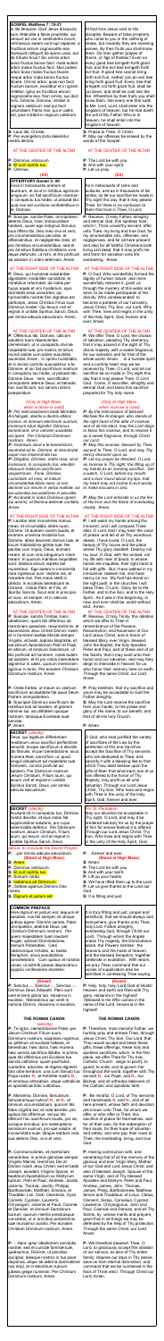**GOSPEL Matthew 7: 15-21**

In illo tempore: Dixit Jesus discipulis suis: Attendite a falsis prophetis, qui veniunt ad vos in vestimentis ovium, intrinsecus autem sunt lupi rapaces: a fructibus eorum cognoscetis eos. Numquid colligunt de spinis uvas, aut de tribulis ficus? Sic omnis arbor bona fructus bonos facit: mala autem arbor malos fructus facit. Non potest arbor bona malos fructus facere: neque arbor mala bonos fructus facere. Omnis arbor, quae non facit fructum bonum, excidetur, et in ignem mittetur. Igitur ex fructibus eorum cognoscetis eos. Non omnis, qui dicit mihi, Domine, Domine, intrabit in regnum caelorum: sed qui facit voluntatem Patris mei, qui in caelis est, ipse intrabit in regnum caelorum.

At that time Jesus said to His disciples: Beware of false prophets, who come to you in the clothing of sheep, but inwardly they are ravening wolves. By their fruits you shall know them. Do men gather grapes of thorns, or figs of thistles? Even so every good tree bringeth forth good fruit, and the evil tree bringeth forth evil fruit. A good tree cannot bring forth evil fruit, neither can an evil tree bring forth good fruit. Every tree that bringeth not forth good fruit, shall be cut down, and shall be cast into the fire. Wherefore by their fruits you shall know them. Not every one that saith to Me, Lord, Lord, shall enter into the kingdom of heaven; but he that doth the will of My Father Who is in heaven, he shall enter into the kingdom of heaven.

**S:** Laus tibi, Christe.
**P:** Per evangelica dicta deleantur nostra delicta.

**S:** Praise to Thee, O Christ.
**P:** May our offenses be erased by the words of the Gospel.

**P:** Dominus vobiscum.
**S:** Et cum spiritu tuo.
**P:** Oremus.

**P:** The Lord be with you.
**S:** And with your spirit.
**P:** Let us pray.

**OFFERTORY Daniel 3: 40**

Sicut in holocausto arietum et taurorum, et sicut in millibus agnorum pinguium: sic fiat sacrificium nostrum in conspectu tuo hodie, ut placeat tibi: quia non est confusio confidentibus in te, Domine.

As in holocausts of rams and bullocks, and as in thousands of fat lambs: so let our sacrifice be made in Thy sight this day, that it may please Thee: for there is no confusion to them that trust in Thee, O Lord.

**P:** Suscipe, sancte Pater, omnipotens aeterne Deus, hanc immaculatam hostiam, quam ego indignus famulus tuus offero tibi, Deo meo vivo et vero, pro innumerabilibus peccatis, et offensionibus, et negligentiis meis, et pro omnibus circumstantibus, sed et pro omnibus fidelibus christianis vivis atque defunctis: ut mihi, et illis proficiat ad salutem in vitam aeternam. Amen.

**P:** Receive, O holy Father, almighty and eternal God, this spotless host, which I, Thine unworthy servant, offer unto Thee, my living and true God, for my countless sins, offenses, and negligences, and for all here present; and also for all faithful Christians both living and dead, that it may profit me and them for salvation unto life everlasting. Amen.

AT THE FIRST SIDE OF THE ALTAR

**P:** Deus, qui humanae substantiae dignitatem mirabiliter condidisti, et mirabilius reformasti: da nobis per huius aquae et vini mysterium, ejus divinitatis esse consortes, qui humanitatis nostrae fieri dignatus est particeps, Jesus Christus Filius tuus Dominus noster: Qui tecum vivit et regnat in unitate Spiritus Sancti Deus: per omnia saecula saeculorum. Amen.

AT THE FIRST SIDE OF THE ALTAR

**P:** O God, Who wonderfully formed the dignity of human nature, and more wonderfully restored it, grant us through the mystery of this water and wine, to be made participants of His divinity, Who vouchsafed to become a partaker of our humanity, Jesus Christ, Thy Son our Lord: Who liveth and reigneth with Thee, in unity of the Holy Spirit, God, forever and ever. Amen.

AT THE CENTER OF THE ALTAR

**P:** Offerimus tibi, Domine, calicem salutaris tuam deprecantes clementiam: ut in conspectu divinae majestatis tuae, pro nostra et totius mundi salute cum odore suavitatis ascendat. Amen. In spiritu humilitatis, et in animo contrito suscipiamur a te, Domine: et sic fiat sacrificium nostrum in conspectu tuo hodie, ut placeat tibi, Domine Deus. Veni, sanctificator omnipotens aeterne Deus: et benedic hoc sacrificium, tuo sancto nomini praeparatum.

AT THE CENTER OF THE ALTAR

**P:** We offer Thee, O Lord, the chalice of salvation, pleading Thy clemency that it may ascend in the sight of Thy divine majesty with a sweet fragrance for our salvation and for that of the whole world. Amen. In a humble spirit and a contrite heart may we be received by Thee, O Lord, and let our sacrifice so be offered in Thy sight this day that it may please Thee, O Lord God. Come, O sanctifier, almighty and eternal God, and bless this sacrifice prepared for Thy holy name.

*(Only at High Mass)*
*(then incense is used)*

**P:** Per intercessionem beati Michaelis Archangeli, stantis a dextris altaris incensi, et omnium electorum suorum, incensum istud dignetur Dominus benedicere, et in odorem suavitatis accipere. Per Christum Dominum nostrum. Amen.
**P:** Incensum istud a te benedictum, ascendat ad te, Domine: et descendat super nos misericordia tua.
**P:** Dirigatur, Domine, oratio mea, sicut incensum, in conspectu tuo: elevatio manuum mearum sacrificium vespertinum. Pone, Domine, custodiam ori meo, et ostium circumstantiae labiis meis: ut non declinet cor meum in verba malitiae, ad excusandas excusationes in peccatis.
**P:** Accendat in nobis Dominus ignem sui amoris, et flammam aeternae caritatis. Amen.

*(Only at High Mass)*
*(then incense is used)*

**P:** By the intercession of blessed Michael the Archangel, who stands at the right hand of the altar of incense, and of all His elect, may the Lord deign to bless this incense, and to receive it as a sweet savor. Through Christ our Lord. Amen.
**P:** May this incense, blessed by Thee, arise before Thee, O Lord, and may Thy mercy descend upon us.
**P:** Let my prayer, O Lord, be directed as incense in Thy sight; the lifting up of my hands as an evening sacrifice. Set a watch, O Lord, before my mouth, and a door round about my lips; that my heart may not incline to evil words to make excuses in sins.

**P:** May the Lord enkindle in us the fire of His love and the flame of everlasting charity. Amen.

AT THE FIRST SIDE OF THE ALTAR

**P:** Lavabo inter innocentes manus meas: et circumdabo altare tuum, Domine: Ut audiam vocem laudis, et enarrem universa mirabilia tua. Domine, dilexi decorem domus tuae et locum habitationis gloriae tuae. Ne perdas cum impiis, Deus, animam meam, et cum viris sanguinum vitam meam: In quorum manibus iniquitates sunt: dextera eorum repleta est muneribus. Ego autem in innocentia mea ingressus sum: redime me, et miserere mei. Pes meus stetit in directo: in ecclesiis benedicam te, Domine. Gloria Patri, et Filio, et Spiritui Sancto. Sicut erat in principio, et nunc, et semper: et in saecula saeculorum. Amen.

AT THE FIRST SIDE OF THE ALTAR

**P:** I will wash my hands among the innocent, and I will compass Thine altar, O Lord: that I may hear the voice of praise, and tell of all Thy wondrous deeds. I have loved, O Lord, the beauty of Thy house and the place where Thy glory dwelleth. Take not away my soul, O God, with the wicked, nor my life with men of blood. In whose hands are iniquities, their right hand is filled with gifts. But I have walked in my innocence; redeem me, and have mercy on me. My foot hath stood on the right path; in the churches I will bless Thee, O Lord. Glory be to the Father, and to the Son, and to the Holy Spirit. As it was in the beginning, is now, and ever shall be, world without end. Amen.

AT THE CENTER OF THE ALTAR

**P:** Suscipe, sancta Trinitas, hanc oblationem, quam tibi offerimus ob memoriam passionis, resurrectionis, et ascensionis Jesu Christi Domini nostri: et in honorem beatae Mariae semper Virginis, et beati Joannis Baptistae, et sanctorum Apostolorum Petri et Pauli, et istorum, et omnium Sanctorum: ut illis proficiat ad honorem, nobis autem ad salutem: et illi pro nobis intercedere dignentur in caelis, quorum memoriam agimus in terris. Per eumdem Christum Dominum nostrum. Amen.

AT THE CENTER OF THE ALTAR

**P:** Receive, O holy Trinity, this oblation which we offer to Thee in remembrance of the Passion, Resurrection, and Ascension of Our Lord Jesus Christ, and in honor of blessed Mary, ever Virgin, blessed John the Baptist, the holy Apostles Peter and Paul, and of these and of all the Saints: that it may avail unto their honor and our salvation, and may they deign to intercede in heaven for us whose memory we keep here on earth. Through the same Christ our Lord. Amen.

**P:** Orate fratres: ut meum ac vestrum sacrificium acceptabile fiat apud Deum Patrem omnipotentem.
**S:** Suscipiat Dominus sacrificium de manibus tuis ad laudem, et gloriam nominis sui, ad utilitatem quoque nostram, totiusque Ecclesiae suae sanctae.
**P:** Amen.

**P:** Pray brethren, that my sacrifice and yours may be acceptable to God the Father almighty.
**S:** May the Lord receive the sacrifice from your hands, to the praise and glory of His name, for our benefit, and that of all His holy Church.
**P:** Amen.

**SECRET** *(silently)*

Deus, qui legalium differentiam hostiarum unius sacrificii perfectione sanxisti: accipe sacrificium a devotis tibi famulis, et pari benedictione, sicut munera Abel, sanctifica: ut, quod singuli obtulerunt ad majestatis tui honorem, cunctis proficiat ad salutem. Per Dominum nostrum Jesum Christum, Filium tuum, qui tecum vivit et regnat in unitate Spiritus Sancti, Deus, per omnia saecula saeculorum.

O God, who hast justified the variety of sacrifices of the Law by the perfection of this one Sacrifice: accept the Sacrifice of Thy servants who are dedicated to Thee, and sanctify it with a blessing like to that which Thou didst bestow upon the gifts of Abel: that what each one of us has offered to the honor of Thy Majesty, may profit us all unto salvation. Through our Lord Jesus Christ, Thy Son, Who lives and reigns with Thee in the unity of the Holy Spirit, God, forever and ever.

**SECRET** *(silently)*

Accepta tibi sit, Domine, sacratae plebis oblatio pro tuorum honore Sanctorum: quorum se meritis de tribulatione percepisse cognoscit auxilium. Per Dominum nostrum...

**SECRET** *(silently)*

Accepta tibi sit, Domine, sacratae plebis oblatio pro tuorum honore Sanctorum: quorum se meritis de tribulatione percepisse cognoscit auxilium. Per Dominum nostrum. Jesum Christum, Filium tuum, qui tecum vivit et regnat in unitate Spiritus Sancti Deus, per omnia...

**SECRET** *(silently)*

Accepte tibi sit, Domine, sacratae plebis oblatio pro tuorum honore Sanctorum: quorum se meritis de tribulatione percepisse cognoscit auxilium. Per Dominum nostrum Jesum Christum, Filium tuum, qui tecum vivit et regnat in unitate Spiritus Sancti Deus, *(aloud, to conclude the Secret Prayer)*

**P:** ...per omnia saecula saeculorum.
**S:** Amen. *(Stand at High Mass)*
**P:** Dominus vobiscum.
**S:** Et cum spiritu tuo.
**P:** Sursum corda.
**S:** Habemus ad Dominum.
**P:** Gratias agamus Domino Deo nostro.
**S:** Dignum et justum est.

**Ssn. 2 (Secret)**
May the oblation be acceptable to Thy sight, O Lord, and may the intended salvation be ensured by the prayer of Him for whose festival it is offered. Through our Lord Jesus Christ, Thy Son, Who lives and reigns with Thee in the unity of the Holy Spirit, God.

**P:** ...forever and ever.
**S:** Amen. *(Stand at High Mass)*
**P:** The Lord be with you.
**S:** And with your spirit.
**P:** Lift up your hearts.
**S:** We have lifted them up to the Lord.
**P:** Let us give thanks to the Lord our God.
**S:** It is fitting and just.

**COMMON PREFACE**

Vere dignum et justum est, aequum et salutare, nos tibi semper, et ubique gratias agere: Domine sancte, Pater omnipotens, aeterne Deus: per Christum Dominum nostrum. Per quem majestatem tuam laudant Angeli, adorant Dominationes, tremunt Potestates. Caeli, caelorumque Virtutes, ac beata Seraphim, socia exsultatione concelebrant. Cum quibus et nostras voces, ut admitti jubeas deprecamur, supplici confessione dicentes:

It is truly fitting and just, proper and beneficial, that we should always and everywhere give thanks unto Thee, holy Lord, Father almighty, everlasting God; through Christ our Lord. Through Whom the Angels praise Thy majesty, the Dominations adore, the Powers tremble: the heavens and the heavenly hosts, and the blessed Seraphim, together celebrate in exultation. With whom we pray Thee, command that our voices of supplication may be admitted, in lowly praise saying:

*(Kneel)*
**S:** Sanctus, ☩ Sanctus, ☩ Sanctus ☩ Dominus Deus Sabaoth. Pleni sunt caeli et terra gloria tua. Hosanna in excelsis. Benedictus qui venit in nomine Domini. Hosanna in excelsis.

*(Kneel)*
**P:** Holy, holy, holy, Lord God of Hosts! Heaven and earth are filled with Thy glory. Hosanna in the highest! Blessed is He Who comes in the name of the Lord. Hosanna in the highest!

**THE ROMAN CANON** *(silently)*

**P:** Te igitur, clementissime Pater, per Jesum Christum Filium tuum, Dominum nostrum, supplices rogamus, ac petimus uti accepta habeas, et benedicas, haec dona, haec munera, haec sancta sacrificia illibata, in primis, quae tibi offerimus pro Ecclesia tua sancta catholica: quam pacificare, custodire, adunare, et regere digneris toto orbe terrarum: una cum famulo tuo Papa nostro Francisco et Antistite nostro, et omnibus orthodoxis, atque catholicae et apostolicae fidei cultoribus.

**THE ROMAN CANON**

**P:** Therefore, most merciful Father, we humbly pray and entreat Thee, through Jesus Christ Thy Son, our Lord, that Thou wouldst accept and bless these gifts, these offerings, these holy and spotless sacrifices, which, in the first place, we offer Thee for Thy holy Catholic Church, that Thou wouldst deign to give her peace and protection, to unite, and to guard, and to govern her throughout the world, together with Thy servant Francis, our Pope, and N. our Bishop; and all orthodox believers of the Catholic and Apostolic faith.

**P:** Memento, Domine, famulorum, famularumque tuarum N. et N. et omnium circumstantium, quorum tibi fides cognita est, et nota devotio, pro quibus tibi offerimus: vel qui tibi offerunt hoc sacrificium laudis, pro se, suisque omnibus: pro redemptione animarum suarum, pro spe salutis, et incolumitatis suae: tibique reddunt vota sua aeterno Deo, vivo et vero.

**P:** Be mindful, O Lord, of Thy servants and handmaids N. and N. and of all here present, whose faith and devotion are known unto Thee, for whom we offer, or who offer to Thee, this sacrifice of praise for themselves, and all pertaining to them, for the redemption of their souls, for their hope of salvation and safety; and who pay their vows to Thee, the eternal, living, and true God.

**P:** Communicantes, et memoriam venerantes, in primis gloriosae semper Virginis Mariae, Genetricis Dei et Domini nostri Jesu Christi: sed et beati Joseph, ejusdem Virginis Sponsi, et beatorum Apostolorum ac Martyrum tuorum, Petri et Pauli, Andreae, Jacobi, Joannis, Thomae, Jacobi, Philippi, Bartholomaei, Matthaei, Simonis, et Thaddaei: Lini, Cleti, Clementis, Xysti, Cornelii, Cypriani, Laurentii, Chrysogoni, Joannis et Pauli, Cosmae et Damiani, et omnium Sanctorum tuorum; quorum meritis precibusque concedas, ut in omnibus protectionis tuae muniamur auxilio. Per eumdem Christum Dominum nostrum. Amen.

**P:** Having communion with, and venerating first of all the memory of the glorious and ever Virgin Mary, Mother of our God and Lord Jesus Christ; and also of blessed Joseph, Spouse of the same Virgin, and of Thy blessed Apostles and Martyrs, Peter and Paul, Andrew, James, John, Thomas, James, Philip, Bartholomew, Matthew, Simon and Thaddeus; of Linus, Cletus, Clement, Sixtus, Cornelius, Cyprian, Lawrence, Chrysogonus, John and Paul, Cosmas and Damian, and of all Thy Saints, by whose merits and prayers, grant that in all things we may be defended by the help of Thy protection. Through the same Christ, our Lord. Amen.

**P:** Hanc igitur oblationem servitutis nostrae, sed et cunctae familiae tuae, quaesumus, Domine, ut placatus accipias: diesque nostros in tua pace disponas, atque ab aeterna damnatione nos eripi, et in electorum tuorum jubeas grege numerari. Per Christum Dominum nostrum. Amen.

**P:** We therefore beseech Thee, O Lord, to graciously accept this oblation of our service, as also of Thy entire family; dispose our days in Thy peace, save us from eternal damnation, and command that we be numbered in the flock of Thine elect. Through Christ our Lord. Amen.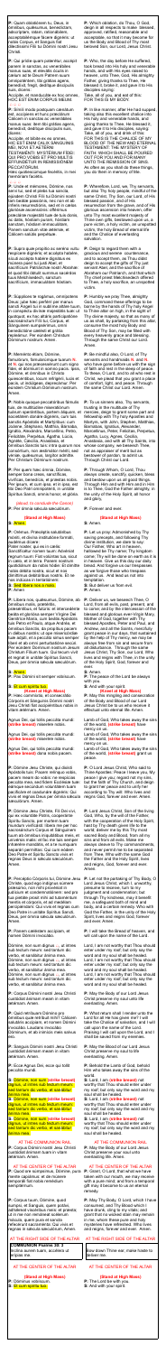**P:** Quam oblationem tu, Deus, in omnibus, quaesumus, benedictam, adscriptam, ratam, rationabilem, acceptabilemque facere digneris: ut nobis Corpus, et Sanguis fiat dilectissimi Filii tui Domini nostri Jesu Christi.

**P:** Which oblation, do Thou, O God, deign in all respects to make blessed, approved, ratified, reasonable and acceptable: that it may become for us the Body and Blood of Thy most beloved Son, our Lord Jesus Christ.

**P:** Qui pridie quam pateretur, accepit panem in sanctas, ac venerabiles manus suas, et elevatis oculis in caelum ad te Deum Patrem suum omnipotentem, tibi gratias agens, benedixit, fregit, deditque discipulis suis, dicens:
Accipite, et manducate ex hoc omnes. HOC EST ENIM CORPUS MEUM.

**P:** Who, the day before He suffered, took bread into His holy and venerable hands, and with His eyes raised to heaven unto Thee, God, His almighty Father, giving thanks to Thee, He blessed it, broke it, and gave it to His disciples saying:
Take all of you, and eat of this: FOR THIS IS MY BODY.

**P:** Simili modo postquam cenatum est, accipiens et hunc praeclarum Calicem in sanctas ac venerabiles manus suas: item tibi gratias agens, benedixit, deditque discipulis suis, dicens:
Accipite, et bibite ex eo omnes. HIC EST ENIM CALIX SANGUINIS MEI, NOVI ET AETERNI TESTAMENTI: MYSTERIUM FIDEI: QUI PRO VOBIS ET PRO MULTIS EFFUNDETUR IN REMISSIONEM PECCATORUM.
Haec quotiescumque feceritis, in mei memoriam facietis.

**P:** In like manner, after He had supped, taking also this excellent chalice into His holy and venerable hands, and also giving thanks to Thee, He blessed it, and gave it to His disciples, saying: Take all of you, and drink of this: FOR THIS IS THE CHALICE OF MY BLOOD OF THE NEW AND ETERNAL TESTAMENT: THE MYSTERY OF FAITH: WHICH SHALL BE SHED FOR YOU AND FOR MANY UNTO THE REMISSION OF SINS.
As often as you shall do these things, you do them in memory of Me.

**P:** Unde et memores, Domine, nos servi tui, sed et plebs tua sancta, ejusdem Christi Filii tui Domini nostri tam beatae passionis, nec non et ab inferis resurrectionis, sed et in caelos gloriosae ascensionis: offerimus praeclarae majestati tuae de tuis donis, ac datis, hostiam puram, hostiam sanctam, hostiam immaculatam, Panem sanctum vitae aeternae, et Calicem salutis perpetuae.

**P:** Wherefore, Lord, we, Thy servants, but also Thy holy people, mindful of the same Christ, Thy Son, our Lord, of His blessed passion, and also of His resurrection from the grave, and of His glorious ascension into heaven, offer unto Thy most excellent majesty of Thine own gifts, bestowed upon us, a victim which is pure, a victim which is holy, a victim which is spotless, the holy Bread of eternal life and the Chalice of everlasting salvation.

**P:** Supra quae propitio ac sereno vultu respicere digneris: et accepta habere, sicuti accepta habere dignatus es munera pueri tui justi Abel, et sacrificium Patriarchae nostri Abrahae: et quod tibi obtulit summus sacerdos tuus Melchisedech, sanctum sacrificium, immaculatam hostiam.

**P:** Deign to regard them with a gracious and tranquil countenance, and to accept them, as Thou didst deign to accept the gifts of Thy just servant Abel, and the sacrifice of Abraham our Patriarch, and that which Thy chief priest Melchisedech offered unto Thee, a holy sacrifice, an unspotted victim.

**P:** Supplices te rogamus, omnipotens Deus: jube haec perferri per manus sancti Angeli tui in sublime altare tuum, in conspectu divinae majestatis tuae: ut quotquot, ex hac altaris participatione sacrosanctum Filii tui, Corpus, et Sanguinem sumpserimus, omni benedictione caelesti et gratia repleamur. Per eundem Christum Dominum nostrum. Amen.

**P:** Humbly we pray Thee, almighty God, command these offerings to be borne by the hands of Thy holy Angel to Thine altar on high, in the sight of Thy divine majesty, so that as many of us as shall, by partaking from this altar, receive the most sacred Body and Blood of Thy Son, may be filled with every heavenly grace and blessing. Through the same Christ our Lord. Amen.

**P:** Memento etiam, Domine, famulorum, famularumque tuarum N. et N. qui nos praecesserunt cum signo fidei, et dormiunt in somno pacis. Ipsis, Domine, et omnibus in Christo quiescentibus, locum refrigerii, lucis et pacis, ut indulgeas, deprecamur. Per eundem Christum Dominum nostrum. Amen.

**P:** Be mindful also, O Lord, of Thy servants and handmaids N. and N. who have gone before us with the sign of faith and rest in the sleep of peace. To these, O Lord, and to all who rest in Christ, grant, we beseech Thee, a place of comfort, light, and peace. Through the same Christ our Lord. Amen.

**P:** Nobis quoque peccatoribus famulis tuis, de multitudine miserationum tuarum sperantibus, partem aliquam, et societatem donare digneris, cum tuis sanctis Apostolis et Martyribus: cum Joanne, Stephano, Matthia, Barnaba, Ignatio, Alexandro, Marcellino, Petro, Felicitate, Perpetua, Agatha, Lucia, Agnete, Caecilia, Anastasia, et cum omnibus Sanctis tuis: intra quorum nos consortium, non aestimator meriti, sed veniae, quaesumus, largitor admitte. Per Christum Dominum nostrum.

**P:** To us sinners also, Thy servants, trusting in the multitude of Thy mercies, deign to grant some part and fellowship with Thy holy Apostles and Martyrs: with John, Stephen, Matthias, Barnabas, Ignatius, Alexander, Marcellinus, Peter, Felicitas, Perpetua, Agatha, Lucy, Agnes, Cecilia, Anastasia, and with all Thy Saints, into whose company, we beseech Thee, not as appraiser of merit but as bestower of pardon, to admit us. Through Christ our Lord.

**P:** Per quem haec omnia, Domine, semper bona creas, sanctificas, vivificas, benedicis, et praestas nobis. Per ipsum, et cum ipso, et in ipso, est tibi Deo Patri omnipotenti, in unitate Spiritus Sancti, omnis honor, et gloria.

**P:** Through Whom, O Lord, Thou always creates, sanctifies, quickens, blesses, and bestows upon us all good things. Through Him and with Him and in Him is to Thee, God the Father almighty, in the unity of the Holy Spirit, all honor and glory.

(aloud to conclude the Canon)

**P:** Per omnia saecula saeculorum.

**P:** Forever and ever.

**(Stand at High Mass)**

**R:** Amen.

**(Stand at High Mass)**

**R:** Amen.

**P:** Oremus. Praeceptis salutaribus moniti, et divina institutione formati, audemus dicere: Pater noster, qui es in caelis: Sanctificetur nomen tuum: Adveniat regnum tuum: Fiat voluntas tua, sicut in caelo, et in terra. Panem nostrum quotidianum da nobis hodie: Et dimitte nobis debita nostra, sicut et nos dimittimus debitoribus nostris. Et ne nos inducas in tentationem:

**P:** Let us pray. Admonished by Thy saving precepts, and following Thy divine institution, we dare to say: Our Father, Who art in heaven, hallowed be Thy name; Thy kingdom come; Thy will be done on earth as it is in heaven. Give us this day our daily bread; and forgive us our trespasses as we forgive those who trespass against us. And lead us not into temptation.

**R:** Sed libera nos a malo.

**R:** But deliver us from evil.

**P:** Amen.

**P:** Amen.

**P:** Libera nos, quaesumus, Domine, ab omnibus malis, praeteritis, praesentibus, et futuris: et intercedente beata et gloriosa semper Virgine Dei Genitrice Maria, cum beatis Apostolis tuis Petro et Paulo, atque Andrea, et omnibus Sanctis, da propitius pacem in diebus nostris: ut ope misericordiae tuae adjuti, et a peccato simus semper liberi, et ab omni perturbatione securi. Per eundem Dominum nostrum Jesum Christum Filium tuum. Qui tecum vivit et regnat in unitate Spiritus Sancti, Deus, per omnia saecula saeculorum.

**P:** Deliver us, we beseech Thee, O Lord from all evils, past, present, and to come; and by the intercession of the blessed and glorious ever-Virgin Mary, Mother of God, together with Thy blessed Apostles, Peter and Paul, and Andrew, and all the Saints, mercifully grant peace in our days, that sustained by the help of Thy mercy, we may be always free from sin and secure from all disturbance. Through the same Jesus Christ, Thy Son, our Lord, Who lives and reigns with Thee, in the unity of the Holy Spirit, God, forever and ever.

**R:** Amen.

**R:** Amen.

**P:** Pax Domini sit semper vobiscum.

**P:** The peace of the Lord be always with you.

**R:** Et cum spiritu tuo.

**R:** And with your spirit.

**(Stand at High Mass)**

**(Stand at High Mass)**

**P:** Haec commixtio, et consecratio Corporis et Sanguinis Domini nostri Jesu Christi, fiat accipientibus nobis in vitam aeternam. Amen.

**P:** May this mingling and consecration of the Body and Blood of our Lord Jesus Christ be to us who receive it effectual unto eternal life. Amen.

Agnus Dei, qui tollis peccata mundi: **(strike breast)** miserere nobis.

Lamb of God, Who takes away the sins of the world, **(strike breast)** have mercy on us.

Agnus Dei, qui tollis peccata mundi: **(strike breast)** miserere nobis.

Lamb of God, Who takes away the sins of the world, **(strike breast)** have mercy on us.

Agnus Dei, qui tollis peccata mundi: **(strike breast)** dona nobis pacem.

Lamb of God, Who takes away the sins of the world, **(strike breast)** grant us peace.

**P:** Domine Jesu Christe, qui dixisti Apostolis tuis: Pacem relinquo vobis, pacem meam do vobis: ne respicias peccata mea, sed fidem Ecclesiae tuae: eamque secundum voluntatem tuam pacificare et coadunare digneris: Qui vivis et regnas Deus per omnia saecula saeculorum. Amen.

**P:** O Lord Jesus Christ, Who said to Thine Apostles: Peace I leave you, My peace I give you; regard not my sins, but the faith of Thy Church, and deign to give her peace and to unify her according to Thy will: Who lives and reigns God, forever and ever. Amen.

**P:** Domine Jesu Christe, Fili Dei vivi, qui ex voluntate Patris, cooperante Spiritu Sancto, per mortem tuam mundum vivificasti: libera me per hoc sacrosanctum Corpus et Sanguinem tuum ab omnibus iniquitatibus meis, et universis malis: et fac me tuis semper inhaerere mandatis, et a te numquam separari permittas: Qui cum eodem Deo Patre et Spiritu Sancto vivis et regnas Deus in saecula saeculorum. Amen.

**P:** Lord Jesus Christ, Son of the living God, Who, by the will of the Father, with the cooperation of the Holy Spirit, hast by Thy death given life to the world, deliver me by this, Thy most sacred Body and Blood, from all my transgressions and from every evil; make me always cleave to Thy commandments, and never permit me to be separated from Thee, Who with the same God the Father and the Holy Spirit, lives and reigns, God, forever and ever. Amen.

**P:** Perceptio Corporis tui, Domine Jesu Christe, quod ego indignus sumere praesumo, non mihi proveniat in judicium et condemnationem: sed pro tua pietate prosit mihi ad tutamentum mentis et corporis, et ad medelam percipiendam: Qui vivis et regnas cum Deo Patre in unitate Spiritus Sancti, Deus, per omnia saecula saeculorum. Amen.

**P:** Let not the partaking of Thy Body, O Lord Jesus Christ, which I, unworthy, presume to receive, turn to my judgment and condemnation; but through Thy kindness, may it benefit me, a safeguard both of mind and body, and a healing remedy. Who live and reign with God the Father, in the unity of the Holy Spirit, God, forever and ever. Amen.

**P:** Panem caelestem accipiam, et nomen Domini invocabo.

**P:** I will take the Bread of heaven, and will call upon the name of the Lord.

Domine, non sum dignus, **(strike breast)** ut intres sub tectum meum: sed tantum dic verbo, et sanabitur anima mea. Domine, non sum dignus, ut intres sub tectum meum: sed tantum dic verbo, et sanabitur anima mea. Domine, non sum dignus, ut intres sub tectum meum: sed tantum dic verbo, et sanabitur anima mea.

Lord, I am not worthy **(strike breast)** that Thou should enter under my roof; but only say the word and my soul shall be healed. Lord, I am not worthy that Thou should enter under my roof; but only say the word and my soul shall be healed. Lord, I am not worthy that Thou should enter under my roof; but only say the word and my soul shall be healed.

**P:** Corpus Domini nostri Jesu Christi custodiat animam meam in vitam aeternam. Amen.

**P:** May the Body of our Lord Jesus Christ preserve my soul unto life everlasting. Amen.

**P:** Quid retribuam Domino pro omnibus quae retribuit mihi? Calicem salutaris accipiam, et nomen Domini invocabo. Laudans invocabo Dominum, et ab inimicis meis salvus ero.

**P:** What return shall I render unto the Lord for all He has given me? I will take the Chalice of salvation, and I will call upon the name of the Lord. Praising I will call upon the Lord, and I shall be saved from my enemies.

**P:** Sanguis Domini nostri Jesu Christi custodiat animam meam in vitam aeternam. Amen.

**P:** May the Blood of our Lord Jesus Christ preserve my soul unto life everlasting. Amen.

**P:** Ecce Agnus Dei, ecce qui tollit peccata mundi.

**P:** Behold the Lamb of God, behold Him who takes away the sins of the world.

**R:** Domine, non sum dignus, **(strike breast)** ut intres sub tectum meum: sed tantum dic verbo, et sanabitur anima mea.
Domine, non sum dignus, **(strike breast)** ut intres sub tectum meum: sed tantum dic verbo, et sanabitur anima mea.
Domine, non sum dignus, **(strike breast)** ut intres sub tectum meum: sed tantum dic verbo, et sanabitur anima mea.

**R:** Lord, I am not worthy, **(strike breast)** that Thou should enter under my roof; but only say the word and my soul shall be healed.
Lord, I am not worthy, **(strike breast)** that Thou should enter under my roof; but only say the word and my soul shall be healed.
Lord, I am not worthy, **(strike breast)** that Thou should enter under my roof; but only say the word and my soul shall be healed.

AT THE CENTER OF THE ALTAR

AT THE CENTER OF THE ALTAR

**P:** Corpus Domini nostri Jesu Christi custodiat animam tuam in vitam aeternam. Amen.

**P:** May the Body of our Lord Jesus Christ preserve your soul unto everlasting life. Amen.

AT THE CENTER OF THE ALTAR

AT THE CENTER OF THE ALTAR

**P:** Quod ore sumpsimus, Domine, pura mente capiamus: et de munere temporali fiat nobis remedium sempiternum.

**P:** What has passed our lips as food, O Lord, may we possess in purity of heart, that what is given to us in time, be our healing for eternity.

**P:** Corpus tuum, Domine, quod sumpsi, et Sanguis, quem potavi, adhaereat visceribus meis: et praesta, ut in me non remaneat scelerum macula, quem pura et sancta refecerunt sacramenta. Qui vivis et regnas in saecula saeculorum. Amen.

**P:** O Lord, may Thy Body, which I have eaten, and Thy Blood which I have drunk, cling to my vitals; and grant that no wicked stain may remain in me, whom these pure and holy mysteries have refreshed. Who live and reign, forever and ever. Amen.

AT THE RIGHT SIDE OF THE ALTAR

AT THE RIGHT SIDE OF THE ALTAR

**COMMUNION** Psalms 30: 3
Inclina aurem tuam, accelera ut eripias me.

**COMMUNION**
Bow down Thine ear to me, make haste to deliver me.

AT THE CENTER OF THE ALTAR

AT THE CENTER OF THE ALTAR

**(Stand at High Mass)**

**(Stand at High Mass)**

**P:** Dominus vobiscum.

**P:** The Lord be with you.

**R:** Et cum spiritu tuo.

**R:** And with your spirit.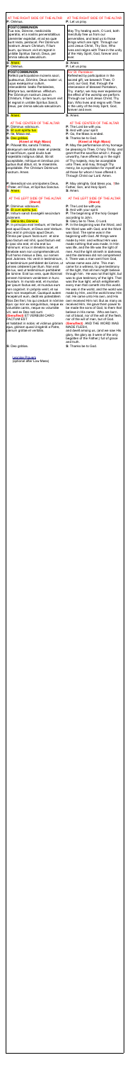AT THE RIGHT SIDE OF THE ALTAR

**P:** Orémus.

**POSTCOMMUNION**

Sua nos, Dómine, medicinális operátio, et a nostris perversitátibus cleménter expédiat, et ad ea quæ sunt recta, perdúcat. Per Dóminum nostrum Jesum Christum, Fílium tuum, qui tecum vivit et regnat in unitáte Spíritus Sancti, Deus, per ómnia sǽcula sæculórum.

**S:** Amen.

**P:** Orémus.

**POSTCOMMUNION**

Refécti participatióne múneris sacri, quǽsumus, Dómine, Deus noster: ut, cujus exséquimur cultum, intercedénte beáto Pantaleóne, Mártyre tuo, sentiámus efféctum. Per Dóminum nostrum Jesum Christum, Fílium tuum, qui tecum vivit et regnat in unitáte Spíritus Sancti, Deus, per ómnia sǽcula sæculórum.

**S:** Amen.

AT THE CENTER OF THE ALTAR

**P:** Dóminus vobíscum.

**S:** Et cum spíritu tuo.

**P:** Ite, Missa est.

**S:** Deo grátias.

**(Kneel at High Mass)**

**P:** Pláceat tibi, sancta Trínitas, obséquium servitútis meæ: et præsta; ut sacrifícium, quod óculis tuæ majestátis indígnus óbtuli, tibi sit acceptábile, mihíque et ómnibus pro quibus illud óbtuli, sit, te miseránte, propitiábile. Per Christum Dóminum nostrum. Amen.

**P:** Benedícat vos omnípotens Deus, Pater, et Fílius, et Spíritus Sanctus.

**S:** Amen.

AT THE LEFT SIDE OF THE ALTAR **(Stand)**

**P:** Dóminus vobíscum.

**S:** Et cum spíritu tuo.

**P:** Inítium sancti Evangélii secúndum Joánnem.

**S:** Glória tibi, Dómine.

**P:** In princípio erat Verbum, et Verbum erat apud Deum, et Deus erat Verbum. Hoc erat in princípio apud Deum. Omnia per ipsum facta sunt: et sine ipso factum est nihil, quod factum est: in ipso vita erat, et vita erat lux hóminum: et lux in ténebris lucet, et ténebræ eam non comprehendérunt. Fuit homo missus a Deo, cui nomen erat Joánnes. Hic venit in testimónium, ut testimónium perhibéret de lúmine, ut omnes créderent per illum. Non erat ille lux, sed ut testimónium perhibéret de lúmine. Erat lux vera, quæ illúminat omnem hóminem veniéntem in hunc mundum. In mundo erat, et mundus per ipsum factus est, et mundus eum non cognóvit. In própria venit, et sui eum non recepérunt. Quotquot autem recepérunt eum, dedit eis potestátem fílios Dei fíeri, his qui credunt in nómine ejus: qui non ex sanguínibus, neque ex voluntáte carnis, neque ex voluntáte viri, sed ex Deo nati sunt. **(Genuflect)** ET VERBUM CARO FACTUM EST, et habitávit in nobis: et vídimus glóriam ejus, glóriam quasi Unigéniti a Patre, plenum grátiæ et veritátis.

**S:** Deo grátias.

Leonine Prayers
(optional after Low Mass)

AT THE RIGHT SIDE OF THE ALTAR

**P:** Let us pray.

May Thy healing work, O Lord, both mercifully free us from our perversities, and lead us to those things which are right. Through our Lord Jesus Christ, Thy Son, Who lives and reigns with Thee in the unity of the Holy Spirit, God, forever and ever.

**S:** Amen.

**P:** Let us pray.

For St. Pantaleon

Refreshed by participation in the sacred gift, we beseech Thee, O Lord, our God, that, through the intercession of Blessed Pantaleon, Thy martyr, we may ever experience the effect of the worship we perform. Through our Lord Jesus Christ, Thy Son, Who lives and reigns with Thee in the unity of the Holy Spirit, God, forever and ever.

**S:** Amen.

AT THE CENTER OF THE ALTAR

**P:** The Lord be with you.

**S:** And with your spirit.

**P:** Go, the Mass is ended.

**S:** Thanks be to God.

**(Kneel at High Mass)**

**P:** May the performance of my homage be pleasing to Thee, O holy Trinity: and grant that the sacrifice which I, though unworthy, have offered up in the sight of Thy majesty, may be acceptable unto Thee, and through Thy mercy, be a propitiation for myself and all those for whom I have offered it. Through Christ our Lord. Amen.

**P:** May almighty God bless you, (the Father, Son, and Holy Spirit.

**S:** Amen.

AT THE LEFT SIDE OF THE ALTAR **(Stand)**

**P:** The Lord be with you.

**S:** And with your spirit.

**P:** The beginning of the holy Gospel according to John.

**S:** Glory be to Thee, O Lord.

**P:** In the beginning was the Word, and the Word was with God; and the Word was God. The same was in the beginning with God. All things were made by Him: and without Him was made nothing that was made. In Him was life, and the life was the light of men. And the light shineth in darkness, and the darkness did not comprehend it. There was a man sent from God, whose name was John. This man came for a witness, to give testimony of the light, that all men might believe through him. He was not the light, but was to give testimony of the light. That was the true light, which enlighteneth every man that cometh into this world. He was in the world, and the world was made by Him, and the world knew Him not. He came unto His own, and His own received Him not. But as many as received Him, He gave them power to be made the sons of God, to them that believe in His name. Who are born, not of blood, nor of the will of the flesh, nor of the will of man, but of God. **(Genuflect)** AND THE WORD WAS MADE FLESH, and dwelt among us, (and we saw His glory, the glory as it were of the only begotten of the Father,) full of grace and truth.

**S:** Thanks be to God.